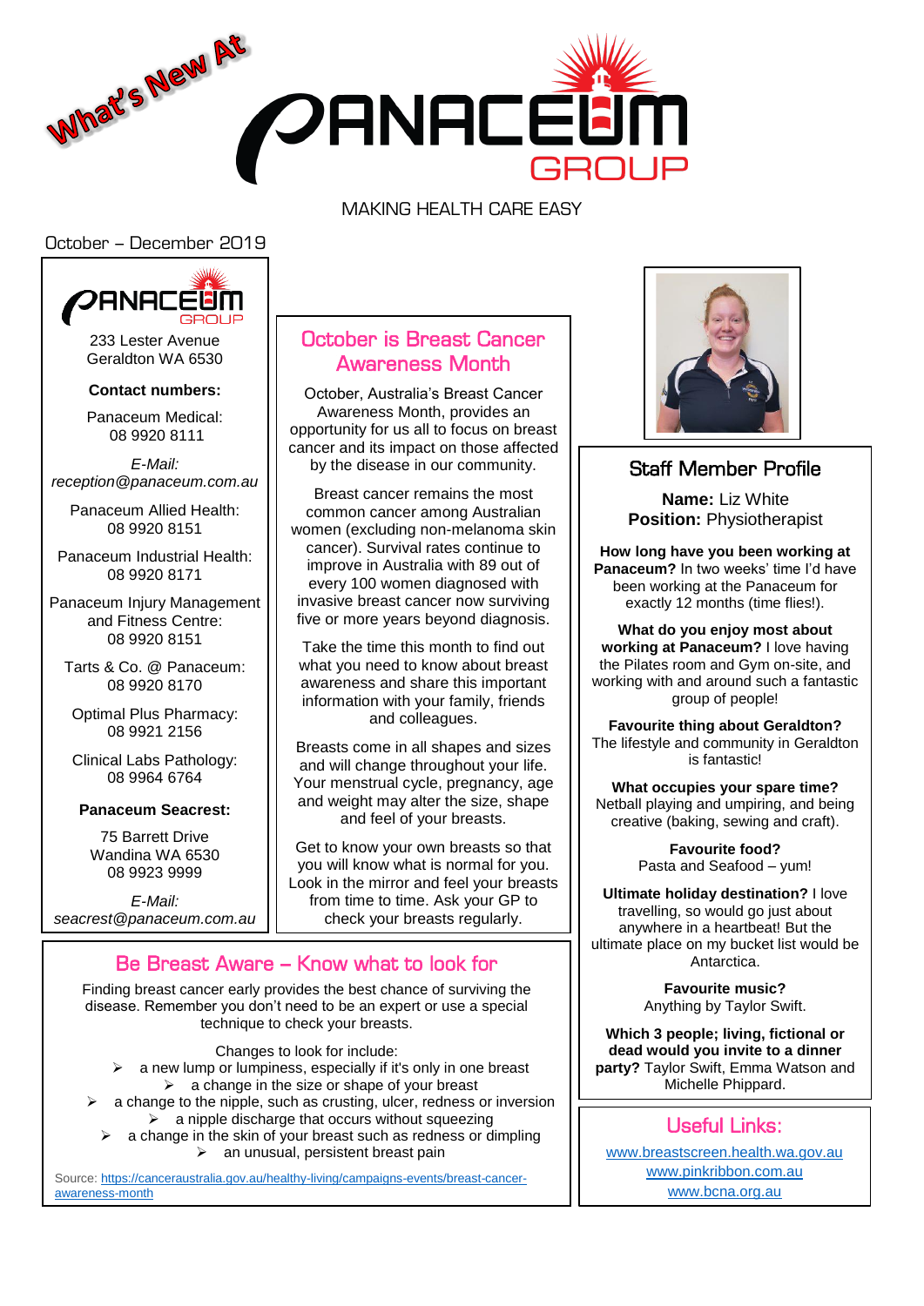What's New At

# PANACEUM GROUP

MAKING HEALTH CARE EASY

October – December 2019

PANACEUM GROUP

233 Lester Avenue
Geraldton WA 6530

**Contact numbers:**

Panaceum Medical:
08 9920 8111

*E-Mail:*
*reception@panaceum.com.au*

Panaceum Allied Health:
08 9920 8151

Panaceum Industrial Health:
08 9920 8171

Panaceum Injury Management and Fitness Centre:
08 9920 8151

Tarts & Co. @ Panaceum:
08 9920 8170

Optimal Plus Pharmacy:
08 9921 2156

Clinical Labs Pathology:
08 9964 6764

**Panaceum Seacrest:**

75 Barrett Drive
Wandina WA 6530
08 9923 9999

*E-Mail:*
*seacrest@panaceum.com.au*

## October is Breast Cancer Awareness Month

October, Australia's Breast Cancer Awareness Month, provides an opportunity for us all to focus on breast cancer and its impact on those affected by the disease in our community.

Breast cancer remains the most common cancer among Australian women (excluding non-melanoma skin cancer). Survival rates continue to improve in Australia with 89 out of every 100 women diagnosed with invasive breast cancer now surviving five or more years beyond diagnosis.

Take the time this month to find out what you need to know about breast awareness and share this important information with your family, friends and colleagues.

Breasts come in all shapes and sizes and will change throughout your life. Your menstrual cycle, pregnancy, age and weight may alter the size, shape and feel of your breasts.

Get to know your own breasts so that you will know what is normal for you. Look in the mirror and feel your breasts from time to time. Ask your GP to check your breasts regularly.

## Be Breast Aware – Know what to look for

Finding breast cancer early provides the best chance of surviving the disease. Remember you don't need to be an expert or use a special technique to check your breasts.

Changes to look for include:

- a new lump or lumpiness, especially if it's only in one breast
- a change in the size or shape of your breast
- a change to the nipple, such as crusting, ulcer, redness or inversion
- a nipple discharge that occurs without squeezing
- a change in the skin of your breast such as redness or dimpling
- an unusual, persistent breast pain

Source: https://canceraustralia.gov.au/healthy-living/campaigns-events/breast-cancer-awareness-month

## Staff Member Profile

**Name:** Liz White
**Position:** Physiotherapist

**How long have you been working at Panaceum?** In two weeks' time I'd have been working at the Panaceum for exactly 12 months (time flies!).

**What do you enjoy most about working at Panaceum?** I love having the Pilates room and Gym on-site, and working with and around such a fantastic group of people!

**Favourite thing about Geraldton?** The lifestyle and community in Geraldton is fantastic!

**What occupies your spare time?** Netball playing and umpiring, and being creative (baking, sewing and craft).

**Favourite food?** Pasta and Seafood – yum!

**Ultimate holiday destination?** I love travelling, so would go just about anywhere in a heartbeat! But the ultimate place on my bucket list would be Antarctica.

**Favourite music?** Anything by Taylor Swift.

**Which 3 people; living, fictional or dead would you invite to a dinner party?** Taylor Swift, Emma Watson and Michelle Phippard.

## Useful Links:

www.breastscreen.health.wa.gov.au
www.pinkribbon.com.au
www.bcna.org.au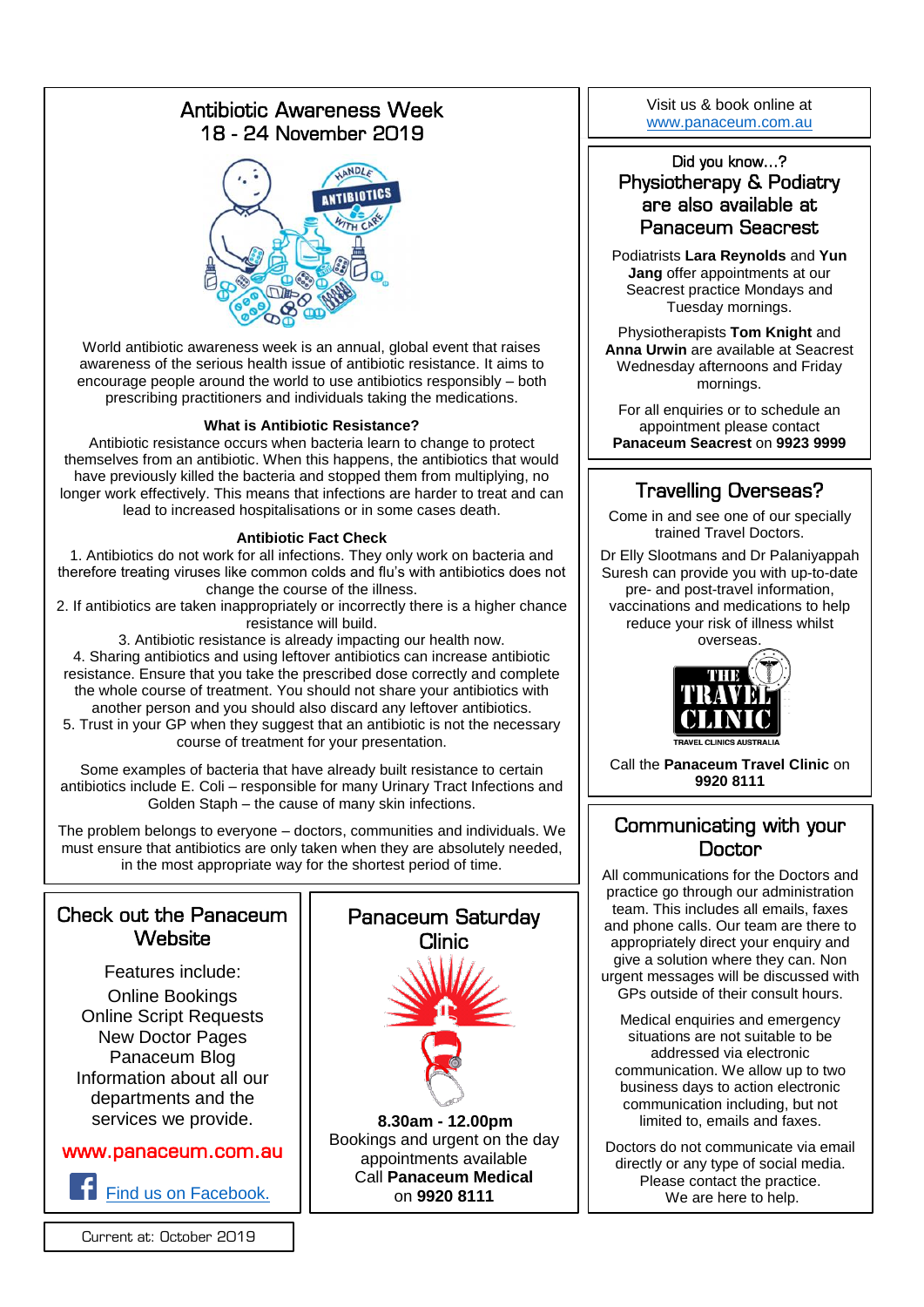# Antibiotic Awareness Week
## 18 - 24 November 2019

World antibiotic awareness week is an annual, global event that raises awareness of the serious health issue of antibiotic resistance. It aims to encourage people around the world to use antibiotics responsibly – both prescribing practitioners and individuals taking the medications.

**What is Antibiotic Resistance?**

Antibiotic resistance occurs when bacteria learn to change to protect themselves from an antibiotic. When this happens, the antibiotics that would have previously killed the bacteria and stopped them from multiplying, no longer work effectively. This means that infections are harder to treat and can lead to increased hospitalisations or in some cases death.

**Antibiotic Fact Check**

1. Antibiotics do not work for all infections. They only work on bacteria and therefore treating viruses like common colds and flu's with antibiotics does not change the course of the illness.
2. If antibiotics are taken inappropriately or incorrectly there is a higher chance resistance will build.
3. Antibiotic resistance is already impacting our health now.
4. Sharing antibiotics and using leftover antibiotics can increase antibiotic resistance. Ensure that you take the prescribed dose correctly and complete the whole course of treatment. You should not share your antibiotics with another person and you should also discard any leftover antibiotics.
5. Trust in your GP when they suggest that an antibiotic is not the necessary course of treatment for your presentation.

Some examples of bacteria that have already built resistance to certain antibiotics include E. Coli – responsible for many Urinary Tract Infections and Golden Staph – the cause of many skin infections.

The problem belongs to everyone – doctors, communities and individuals. We must ensure that antibiotics are only taken when they are absolutely needed, in the most appropriate way for the shortest period of time.

## Check out the Panaceum Website

Features include:

Online Bookings
Online Script Requests
New Doctor Pages
Panaceum Blog
Information about all our departments and the services we provide.

www.panaceum.com.au

Find us on Facebook.

## Panaceum Saturday Clinic

**8.30am - 12.00pm**
Bookings and urgent on the day appointments available
Call **Panaceum Medical** on **9920 8111**

Visit us & book online at www.panaceum.com.au

## Did you know...? Physiotherapy & Podiatry are also available at Panaceum Seacrest

Podiatrists **Lara Reynolds** and **Yun Jang** offer appointments at our Seacrest practice Mondays and Tuesday mornings.

Physiotherapists **Tom Knight** and **Anna Urwin** are available at Seacrest Wednesday afternoons and Friday mornings.

For all enquiries or to schedule an appointment please contact **Panaceum Seacrest** on **9923 9999**

## Travelling Overseas?

Come in and see one of our specially trained Travel Doctors.

Dr Elly Slootmans and Dr Palaniyappah Suresh can provide you with up-to-date pre- and post-travel information, vaccinations and medications to help reduce your risk of illness whilst overseas.

THE TRAVEL CLINIC
TRAVEL CLINICS AUSTRALIA

Call the **Panaceum Travel Clinic** on **9920 8111**

## Communicating with your Doctor

All communications for the Doctors and practice go through our administration team. This includes all emails, faxes and phone calls. Our team are there to appropriately direct your enquiry and give a solution where they can. Non urgent messages will be discussed with GPs outside of their consult hours.

Medical enquiries and emergency situations are not suitable to be addressed via electronic communication. We allow up to two business days to action electronic communication including, but not limited to, emails and faxes.

Doctors do not communicate via email directly or any type of social media. Please contact the practice. We are here to help.

Current at: October 2019